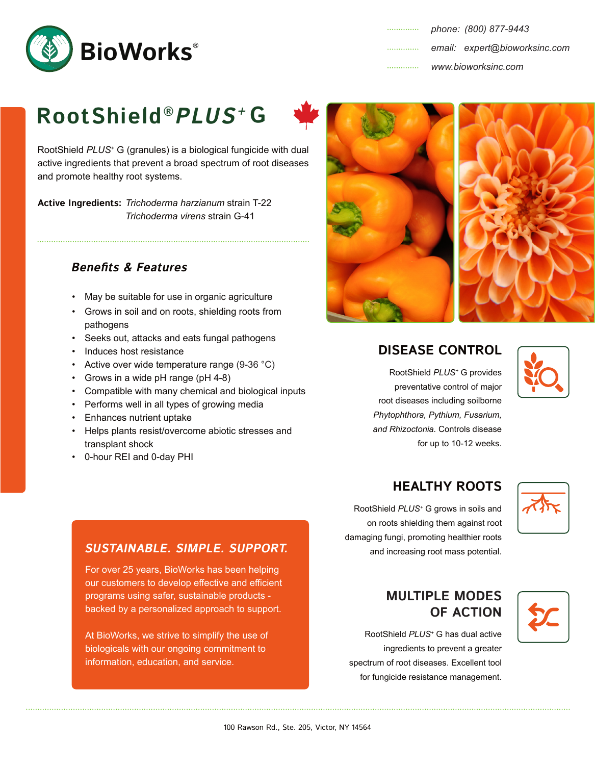# BioWorks®

phone: (800) 877-9443
email: expert@bioworksinc.com
www.bioworksinc.com

# RootShield® *PLUS*+ G

RootShield *PLUS*+ G (granules) is a biological fungicide with dual active ingredients that prevent a broad spectrum of root diseases and promote healthy root systems.

**Active Ingredients:** *Trichoderma harzianum* strain T-22
*Trichoderma virens* strain G-41

## *Benefits & Features*

- May be suitable for use in organic agriculture
- Grows in soil and on roots, shielding roots from pathogens
- Seeks out, attacks and eats fungal pathogens
- Induces host resistance
- Active over wide temperature range (9-36 °C)
- Grows in a wide pH range (pH 4-8)
- Compatible with many chemical and biological inputs
- Performs well in all types of growing media
- Enhances nutrient uptake
- Helps plants resist/overcome abiotic stresses and transplant shock
- 0-hour REI and 0-day PHI

## DISEASE CONTROL

RootShield *PLUS*+ G provides preventative control of major root diseases including soilborne *Phytophthora, Pythium, Fusarium, and Rhizoctonia.* Controls disease for up to 10-12 weeks.

## HEALTHY ROOTS

RootShield *PLUS*+ G grows in soils and on roots shielding them against root damaging fungi, promoting healthier roots and increasing root mass potential.

## MULTIPLE MODES OF ACTION

RootShield *PLUS*+ G has dual active ingredients to prevent a greater spectrum of root diseases. Excellent tool for fungicide resistance management.

## *SUSTAINABLE. SIMPLE. SUPPORT.*

For over 25 years, BioWorks has been helping our customers to develop effective and efficient programs using safer, sustainable products - backed by a personalized approach to support.

At BioWorks, we strive to simplify the use of biologicals with our ongoing commitment to information, education, and service.

100 Rawson Rd., Ste. 205, Victor, NY 14564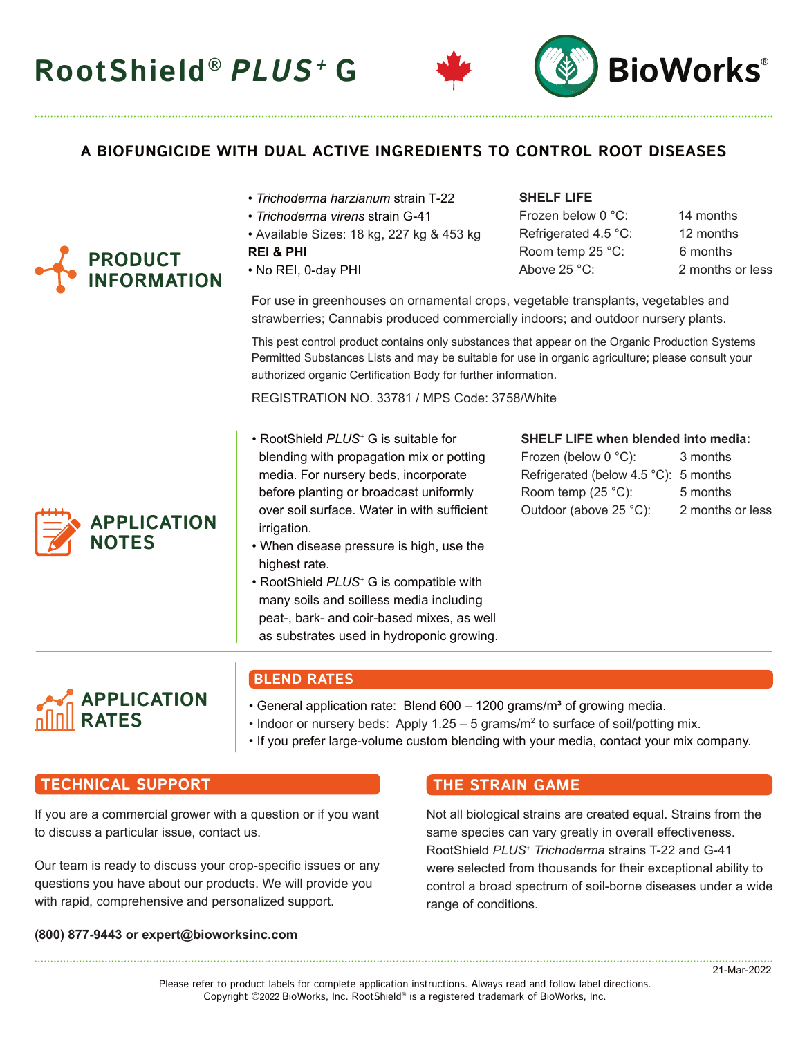# RootShield® *PLUS*+ G

BioWorks®

## A BIOFUNGICIDE WITH DUAL ACTIVE INGREDIENTS TO CONTROL ROOT DISEASES

## PRODUCT INFORMATION

- *Trichoderma harzianum* strain T-22
- *Trichoderma virens* strain G-41
- Available Sizes: 18 kg, 227 kg & 453 kg

**REI & PHI**

- No REI, 0-day PHI

**SHELF LIFE**

| | |
|---|---|
| Frozen below 0 °C: | 14 months |
| Refrigerated 4.5 °C: | 12 months |
| Room temp 25 °C: | 6 months |
| Above 25 °C: | 2 months or less |

For use in greenhouses on ornamental crops, vegetable transplants, vegetables and strawberries; Cannabis produced commercially indoors; and outdoor nursery plants.

This pest control product contains only substances that appear on the Organic Production Systems Permitted Substances Lists and may be suitable for use in organic agriculture; please consult your authorized organic Certification Body for further information.

REGISTRATION NO. 33781 / MPS Code: 3758/White

## APPLICATION NOTES

- RootShield *PLUS*+ G is suitable for blending with propagation mix or potting media. For nursery beds, incorporate before planting or broadcast uniformly over soil surface. Water in with sufficient irrigation.
- When disease pressure is high, use the highest rate.
- RootShield *PLUS*+ G is compatible with many soils and soilless media including peat-, bark- and coir-based mixes, as well as substrates used in hydroponic growing.

**SHELF LIFE when blended into media:**

| | |
|---|---|
| Frozen (below 0 °C): | 3 months |
| Refrigerated (below 4.5 °C): | 5 months |
| Room temp (25 °C): | 5 months |
| Outdoor (above 25 °C): | 2 months or less |

## APPLICATION RATES

### BLEND RATES

- General application rate: Blend 600 – 1200 grams/m³ of growing media.
- Indoor or nursery beds: Apply 1.25 – 5 grams/m² to surface of soil/potting mix.
- If you prefer large-volume custom blending with your media, contact your mix company.

## TECHNICAL SUPPORT

If you are a commercial grower with a question or if you want to discuss a particular issue, contact us.

Our team is ready to discuss your crop-specific issues or any questions you have about our products. We will provide you with rapid, comprehensive and personalized support.

**(800) 877-9443 or expert@bioworksinc.com**

## THE STRAIN GAME

Not all biological strains are created equal. Strains from the same species can vary greatly in overall effectiveness. RootShield *PLUS*+ *Trichoderma* strains T-22 and G-41 were selected from thousands for their exceptional ability to control a broad spectrum of soil-borne diseases under a wide range of conditions.

21-Mar-2022

Please refer to product labels for complete application instructions. Always read and follow label directions.
Copyright ©2022 BioWorks, Inc. RootShield® is a registered trademark of BioWorks, Inc.